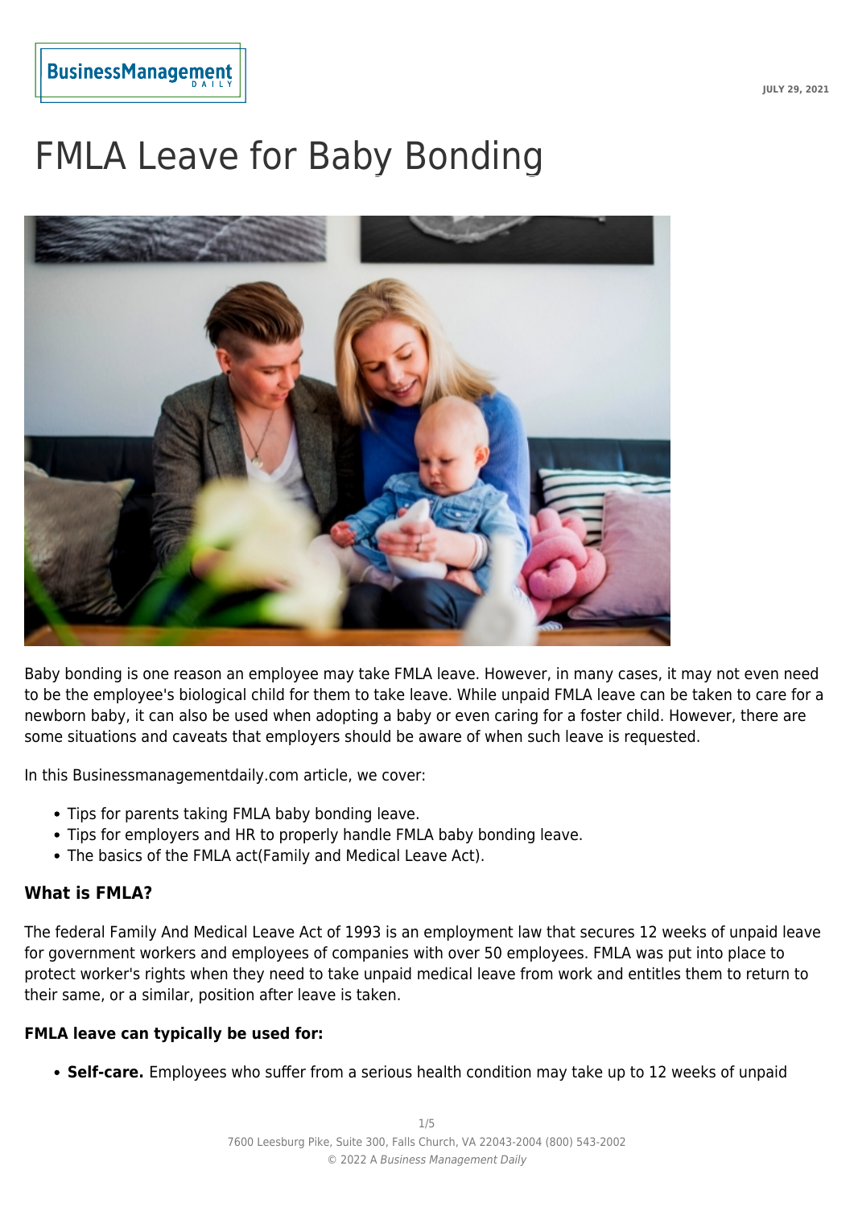# FMLA Leave for Baby Bonding

Baby bonding is one reason an employee may take FMLA leave. However, in many cases, it may not even need to be the employee's biological child for them to take leave. While unpaid FMLA leave can be taken to care for a newborn baby, it can also be used when adopting a baby or even caring for a foster child. However, there are some situations and caveats that employers should be aware of when such leave is requested.

In this Businessmanagementdaily.com article, we cover:

- Tips for parents taking FMLA baby bonding leave.
- Tips for employers and HR to properly handle FMLA baby bonding leave.
- The basics of the FMLA act(Family and Medical Leave Act).

### What is FMLA?

The federal Family And Medical Leave Act of 1993 is an employment law that secures 12 weeks of unpaid leave for government workers and employees of companies with over 50 employees. FMLA was put into place to protect worker's rights when they need to take unpaid medical leave from work and entitles them to return to their same, or a similar, position after leave is taken.

### FMLA leave can typically be used for:

- **Self-care.** Employees who suffer from a serious health condition may take up to 12 weeks of unpaid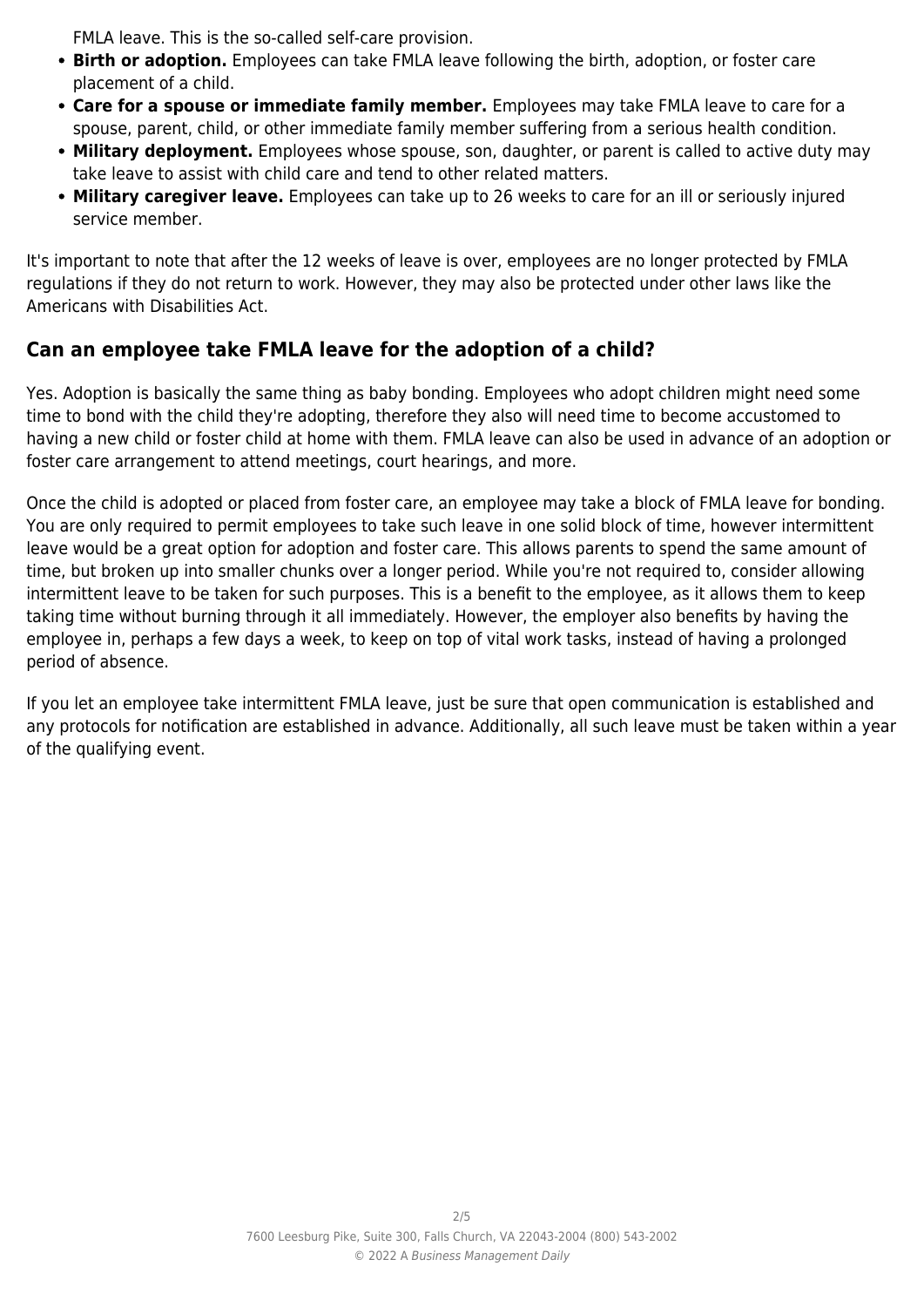FMLA leave. This is the so-called self-care provision.

- **Birth or adoption.** Employees can take FMLA leave following the birth, adoption, or foster care placement of a child.
- **Care for a spouse or immediate family member.** Employees may take FMLA leave to care for a spouse, parent, child, or other immediate family member suffering from a serious health condition.
- **Military deployment.** Employees whose spouse, son, daughter, or parent is called to active duty may take leave to assist with child care and tend to other related matters.
- **Military caregiver leave.** Employees can take up to 26 weeks to care for an ill or seriously injured service member.

It's important to note that after the 12 weeks of leave is over, employees are no longer protected by FMLA regulations if they do not return to work. However, they may also be protected under other laws like the Americans with Disabilities Act.

## Can an employee take FMLA leave for the adoption of a child?

Yes. Adoption is basically the same thing as baby bonding. Employees who adopt children might need some time to bond with the child they're adopting, therefore they also will need time to become accustomed to having a new child or foster child at home with them. FMLA leave can also be used in advance of an adoption or foster care arrangement to attend meetings, court hearings, and more.

Once the child is adopted or placed from foster care, an employee may take a block of FMLA leave for bonding. You are only required to permit employees to take such leave in one solid block of time, however intermittent leave would be a great option for adoption and foster care. This allows parents to spend the same amount of time, but broken up into smaller chunks over a longer period. While you're not required to, consider allowing intermittent leave to be taken for such purposes. This is a benefit to the employee, as it allows them to keep taking time without burning through it all immediately. However, the employer also benefits by having the employee in, perhaps a few days a week, to keep on top of vital work tasks, instead of having a prolonged period of absence.

If you let an employee take intermittent FMLA leave, just be sure that open communication is established and any protocols for notification are established in advance. Additionally, all such leave must be taken within a year of the qualifying event.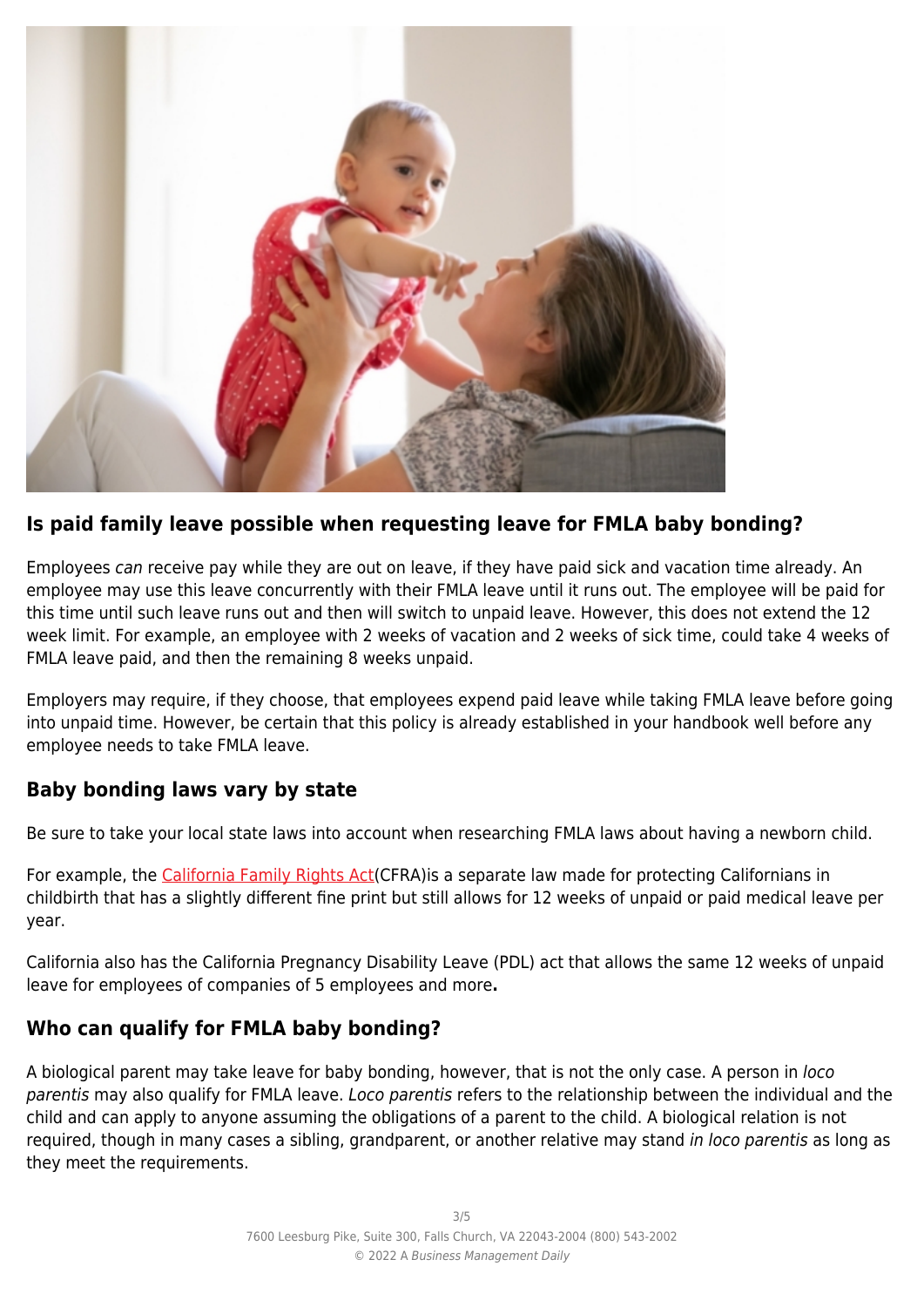## Is paid family leave possible when requesting leave for FMLA baby bonding?

Employees *can* receive pay while they are out on leave, if they have paid sick and vacation time already. An employee may use this leave concurrently with their FMLA leave until it runs out. The employee will be paid for this time until such leave runs out and then will switch to unpaid leave. However, this does not extend the 12 week limit. For example, an employee with 2 weeks of vacation and 2 weeks of sick time, could take 4 weeks of FMLA leave paid, and then the remaining 8 weeks unpaid.

Employers may require, if they choose, that employees expend paid leave while taking FMLA leave before going into unpaid time. However, be certain that this policy is already established in your handbook well before any employee needs to take FMLA leave.

## Baby bonding laws vary by state

Be sure to take your local state laws into account when researching FMLA laws about having a newborn child.

For example, the California Family Rights Act(CFRA)is a separate law made for protecting Californians in childbirth that has a slightly different fine print but still allows for 12 weeks of unpaid or paid medical leave per year.

California also has the California Pregnancy Disability Leave (PDL) act that allows the same 12 weeks of unpaid leave for employees of companies of 5 employees and more**.**

## Who can qualify for FMLA baby bonding?

A biological parent may take leave for baby bonding, however, that is not the only case. A person in *loco parentis* may also qualify for FMLA leave. *Loco parentis* refers to the relationship between the individual and the child and can apply to anyone assuming the obligations of a parent to the child. A biological relation is not required, though in many cases a sibling, grandparent, or another relative may stand *in loco parentis* as long as they meet the requirements.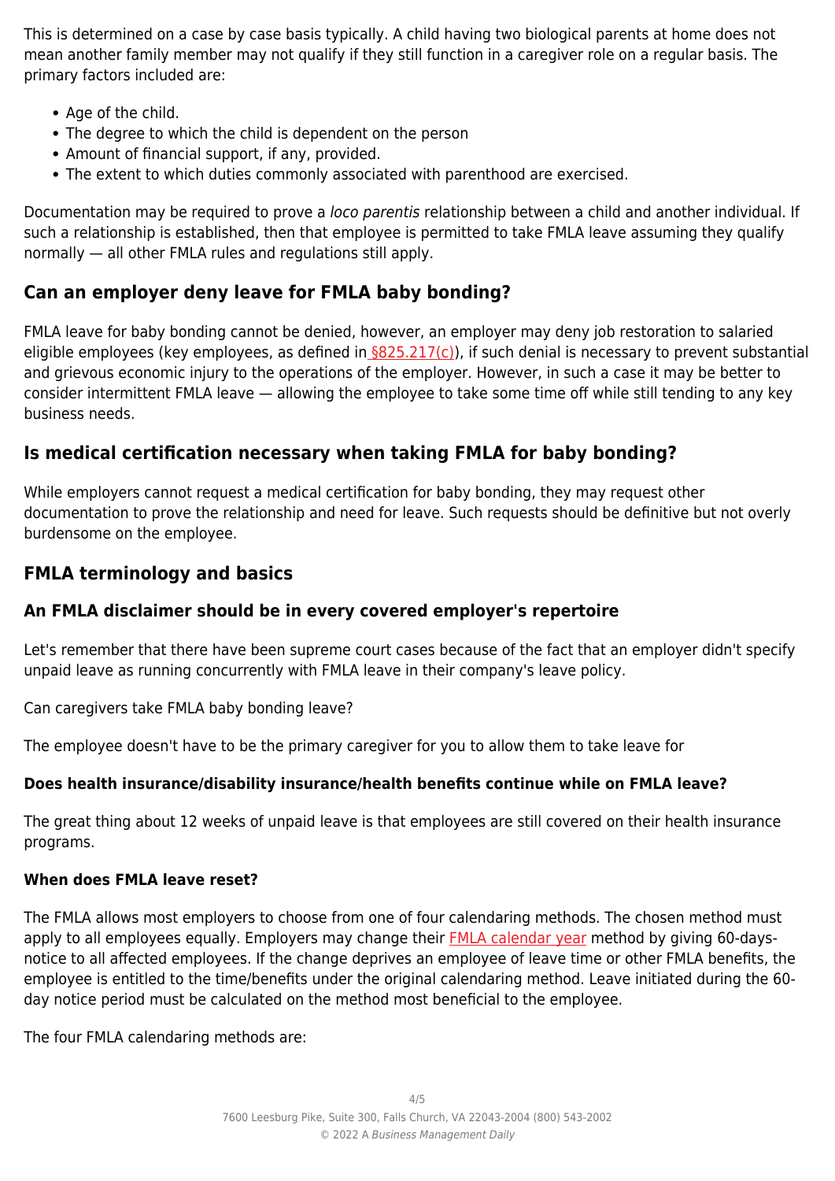This is determined on a case by case basis typically. A child having two biological parents at home does not mean another family member may not qualify if they still function in a caregiver role on a regular basis. The primary factors included are:

- Age of the child.
- The degree to which the child is dependent on the person
- Amount of financial support, if any, provided.
- The extent to which duties commonly associated with parenthood are exercised.

Documentation may be required to prove a *loco parentis* relationship between a child and another individual. If such a relationship is established, then that employee is permitted to take FMLA leave assuming they qualify normally — all other FMLA rules and regulations still apply.

## Can an employer deny leave for FMLA baby bonding?

FMLA leave for baby bonding cannot be denied, however, an employer may deny job restoration to salaried eligible employees (key employees, as defined in [§825.217(c)]), if such denial is necessary to prevent substantial and grievous economic injury to the operations of the employer. However, in such a case it may be better to consider intermittent FMLA leave — allowing the employee to take some time off while still tending to any key business needs.

## Is medical certification necessary when taking FMLA for baby bonding?

While employers cannot request a medical certification for baby bonding, they may request other documentation to prove the relationship and need for leave. Such requests should be definitive but not overly burdensome on the employee.

## FMLA terminology and basics

### An FMLA disclaimer should be in every covered employer's repertoire

Let's remember that there have been supreme court cases because of the fact that an employer didn't specify unpaid leave as running concurrently with FMLA leave in their company's leave policy.

Can caregivers take FMLA baby bonding leave?

The employee doesn't have to be the primary caregiver for you to allow them to take leave for

#### Does health insurance/disability insurance/health benefits continue while on FMLA leave?

The great thing about 12 weeks of unpaid leave is that employees are still covered on their health insurance programs.

#### When does FMLA leave reset?

The FMLA allows most employers to choose from one of four calendaring methods. The chosen method must apply to all employees equally. Employers may change their FMLA calendar year method by giving 60-days-notice to all affected employees. If the change deprives an employee of leave time or other FMLA benefits, the employee is entitled to the time/benefits under the original calendaring method. Leave initiated during the 60-day notice period must be calculated on the method most beneficial to the employee.

The four FMLA calendaring methods are: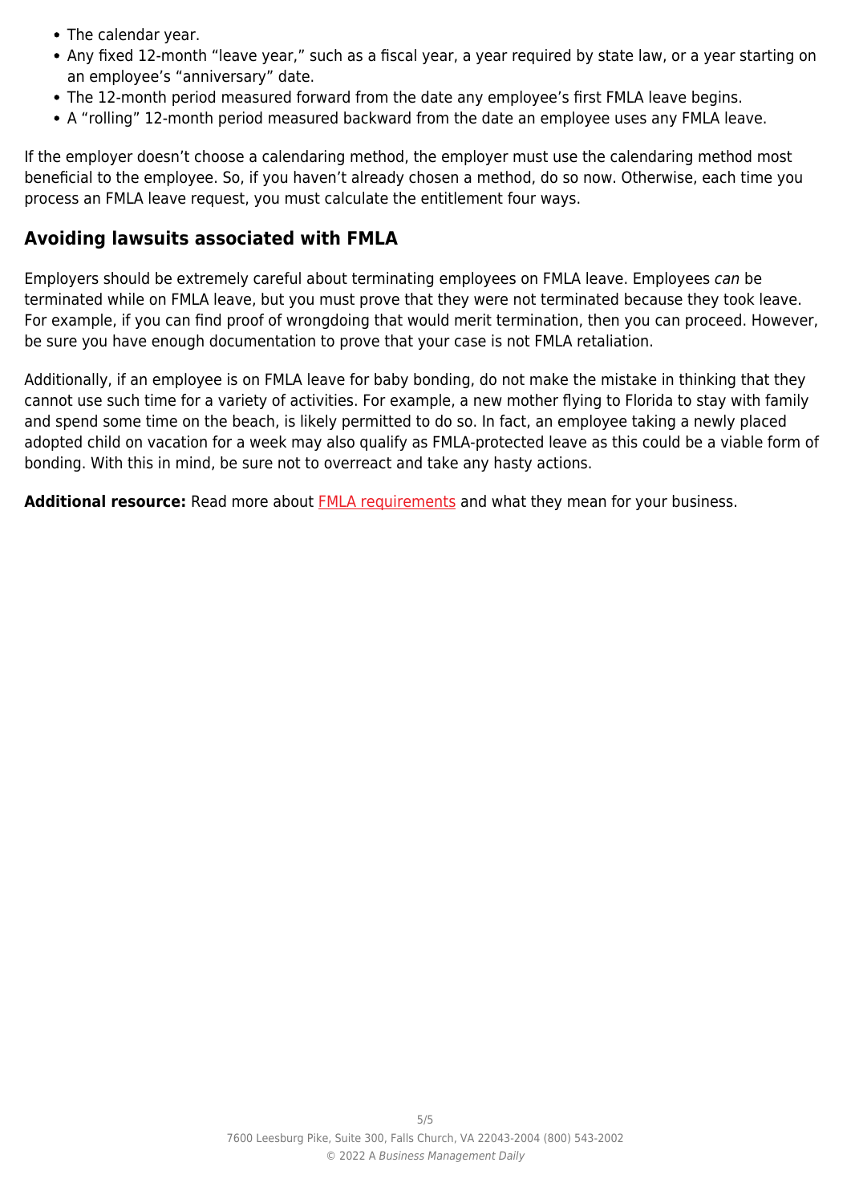- The calendar year.
- Any fixed 12-month "leave year," such as a fiscal year, a year required by state law, or a year starting on an employee's "anniversary" date.
- The 12-month period measured forward from the date any employee's first FMLA leave begins.
- A "rolling" 12-month period measured backward from the date an employee uses any FMLA leave.

If the employer doesn't choose a calendaring method, the employer must use the calendaring method most beneficial to the employee. So, if you haven't already chosen a method, do so now. Otherwise, each time you process an FMLA leave request, you must calculate the entitlement four ways.

## Avoiding lawsuits associated with FMLA

Employers should be extremely careful about terminating employees on FMLA leave. Employees *can* be terminated while on FMLA leave, but you must prove that they were not terminated because they took leave. For example, if you can find proof of wrongdoing that would merit termination, then you can proceed. However, be sure you have enough documentation to prove that your case is not FMLA retaliation.

Additionally, if an employee is on FMLA leave for baby bonding, do not make the mistake in thinking that they cannot use such time for a variety of activities. For example, a new mother flying to Florida to stay with family and spend some time on the beach, is likely permitted to do so. In fact, an employee taking a newly placed adopted child on vacation for a week may also qualify as FMLA-protected leave as this could be a viable form of bonding. With this in mind, be sure not to overreact and take any hasty actions.

**Additional resource:** Read more about FMLA requirements and what they mean for your business.